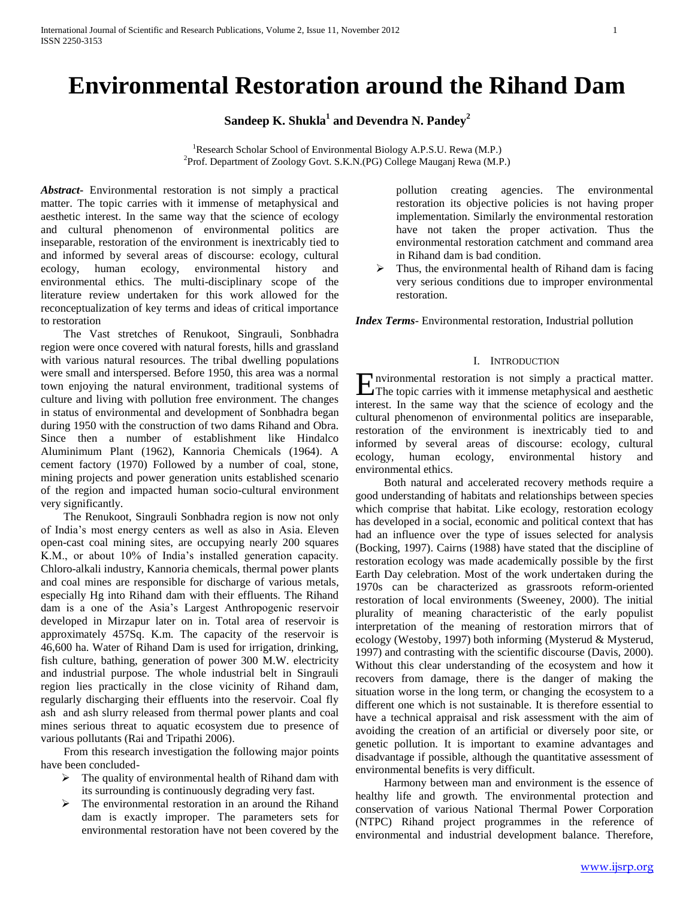# Environmental Restoration around the Rihand Dam

**Sandeep K. Shukla[1] and Devendra N. Pandey[2]**

[1]Research Scholar School of Environmental Biology A.P.S.U. Rewa (M.P.)
[2]Prof. Department of Zoology Govt. S.K.N.(PG) College Mauganj Rewa (M.P.)

***Abstract***- Environmental restoration is not simply a practical matter. The topic carries with it immense of metaphysical and aesthetic interest. In the same way that the science of ecology and cultural phenomenon of environmental politics are inseparable, restoration of the environment is inextricably tied to and informed by several areas of discourse: ecology, cultural ecology, human ecology, environmental history and environmental ethics. The multi-disciplinary scope of the literature review undertaken for this work allowed for the reconceptualization of key terms and ideas of critical importance to restoration

The Vast stretches of Renukoot, Singrauli, Sonbhadra region were once covered with natural forests, hills and grassland with various natural resources. The tribal dwelling populations were small and interspersed. Before 1950, this area was a normal town enjoying the natural environment, traditional systems of culture and living with pollution free environment. The changes in status of environmental and development of Sonbhadra began during 1950 with the construction of two dams Rihand and Obra. Since then a number of establishment like Hindalco Aluminimum Plant (1962), Kannoria Chemicals (1964). A cement factory (1970) Followed by a number of coal, stone, mining projects and power generation units established scenario of the region and impacted human socio-cultural environment very significantly.

The Renukoot, Singrauli Sonbhadra region is now not only of India's most energy centers as well as also in Asia. Eleven open-cast coal mining sites, are occupying nearly 200 squares K.M., or about 10% of India's installed generation capacity. Chloro-alkali industry, Kannoria chemicals, thermal power plants and coal mines are responsible for discharge of various metals, especially Hg into Rihand dam with their effluents. The Rihand dam is a one of the Asia's Largest Anthropogenic reservoir developed in Mirzapur later on in. Total area of reservoir is approximately 457Sq. K.m. The capacity of the reservoir is 46,600 ha. Water of Rihand Dam is used for irrigation, drinking, fish culture, bathing, generation of power 300 M.W. electricity and industrial purpose. The whole industrial belt in Singrauli region lies practically in the close vicinity of Rihand dam, regularly discharging their effluents into the reservoir. Coal fly ash and ash slurry released from thermal power plants and coal mines serious threat to aquatic ecosystem due to presence of various pollutants (Rai and Tripathi 2006).

From this research investigation the following major points have been concluded-

- The quality of environmental health of Rihand dam with its surrounding is continuously degrading very fast.
- The environmental restoration in an around the Rihand dam is exactly improper. The parameters sets for environmental restoration have not been covered by the pollution creating agencies. The environmental restoration its objective policies is not having proper implementation. Similarly the environmental restoration have not taken the proper activation. Thus the environmental restoration catchment and command area in Rihand dam is bad condition.
- Thus, the environmental health of Rihand dam is facing very serious conditions due to improper environmental restoration.

***Index Terms***- Environmental restoration, Industrial pollution

## I. Introduction

Environmental restoration is not simply a practical matter. The topic carries with it immense metaphysical and aesthetic interest. In the same way that the science of ecology and the cultural phenomenon of environmental politics are inseparable, restoration of the environment is inextricably tied to and informed by several areas of discourse: ecology, cultural ecology, human ecology, environmental history and environmental ethics.

Both natural and accelerated recovery methods require a good understanding of habitats and relationships between species which comprise that habitat. Like ecology, restoration ecology has developed in a social, economic and political context that has had an influence over the type of issues selected for analysis (Bocking, 1997). Cairns (1988) have stated that the discipline of restoration ecology was made academically possible by the first Earth Day celebration. Most of the work undertaken during the 1970s can be characterized as grassroots reform-oriented restoration of local environments (Sweeney, 2000). The initial plurality of meaning characteristic of the early populist interpretation of the meaning of restoration mirrors that of ecology (Westoby, 1997) both informing (Mysterud & Mysterud, 1997) and contrasting with the scientific discourse (Davis, 2000). Without this clear understanding of the ecosystem and how it recovers from damage, there is the danger of making the situation worse in the long term, or changing the ecosystem to a different one which is not sustainable. It is therefore essential to have a technical appraisal and risk assessment with the aim of avoiding the creation of an artificial or diversely poor site, or genetic pollution. It is important to examine advantages and disadvantage if possible, although the quantitative assessment of environmental benefits is very difficult.

Harmony between man and environment is the essence of healthy life and growth. The environmental protection and conservation of various National Thermal Power Corporation (NTPC) Rihand project programmes in the reference of environmental and industrial development balance. Therefore,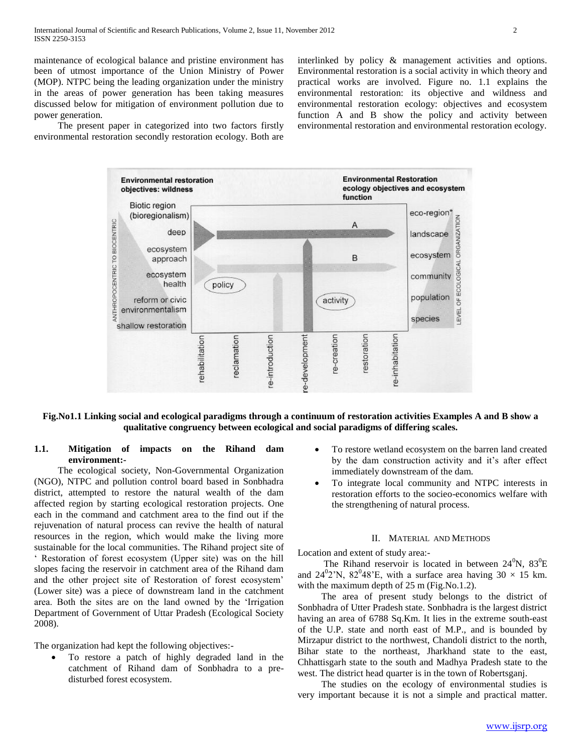maintenance of ecological balance and pristine environment has been of utmost importance of the Union Ministry of Power (MOP). NTPC being the leading organization under the ministry in the areas of power generation has been taking measures discussed below for mitigation of environment pollution due to power generation.

The present paper in categorized into two factors firstly environmental restoration secondly restoration ecology. Both are interlinked by policy & management activities and options. Environmental restoration is a social activity in which theory and practical works are involved. Figure no. 1.1 explains the environmental restoration: its objective and wildness and environmental restoration ecology: objectives and ecosystem function A and B show the policy and activity between environmental restoration and environmental restoration ecology.

**Fig.No1.1 Linking social and ecological paradigms through a continuum of restoration activities Examples A and B show a qualitative congruency between ecological and social paradigms of differing scales.**

### 1.1. Mitigation of impacts on the Rihand dam environment:-

The ecological society, Non-Governmental Organization (NGO), NTPC and pollution control board based in Sonbhadra district, attempted to restore the natural wealth of the dam affected region by starting ecological restoration projects. One each in the command and catchment area to the find out if the rejuvenation of natural process can revive the health of natural resources in the region, which would make the living more sustainable for the local communities. The Rihand project site of ' Restoration of forest ecosystem (Upper site) was on the hill slopes facing the reservoir in catchment area of the Rihand dam and the other project site of Restoration of forest ecosystem' (Lower site) was a piece of downstream land in the catchment area. Both the sites are on the land owned by the 'Irrigation Department of Government of Uttar Pradesh (Ecological Society 2008).

The organization had kept the following objectives:-

- To restore a patch of highly degraded land in the catchment of Rihand dam of Sonbhadra to a pre-disturbed forest ecosystem.
- To restore wetland ecosystem on the barren land created by the dam construction activity and it's after effect immediately downstream of the dam.
- To integrate local community and NTPC interests in restoration efforts to the socieo-economics welfare with the strengthening of natural process.

## II. Material and Methods

Location and extent of study area:-

The Rihand reservoir is located in between $24^0$N, $83^0$E and $24^0$2'N, $82^0$48'E, with a surface area having $30 \times 15$ km. with the maximum depth of 25 m (Fig.No.1.2).

The area of present study belongs to the district of Sonbhadra of Utter Pradesh state. Sonbhadra is the largest district having an area of 6788 Sq.Km. It lies in the extreme south-east of the U.P. state and north east of M.P., and is bounded by Mirzapur district to the northwest, Chandoli district to the north, Bihar state to the northeast, Jharkhand state to the east, Chhattisgarh state to the south and Madhya Pradesh state to the west. The district head quarter is in the town of Robertsganj.

The studies on the ecology of environmental studies is very important because it is not a simple and practical matter.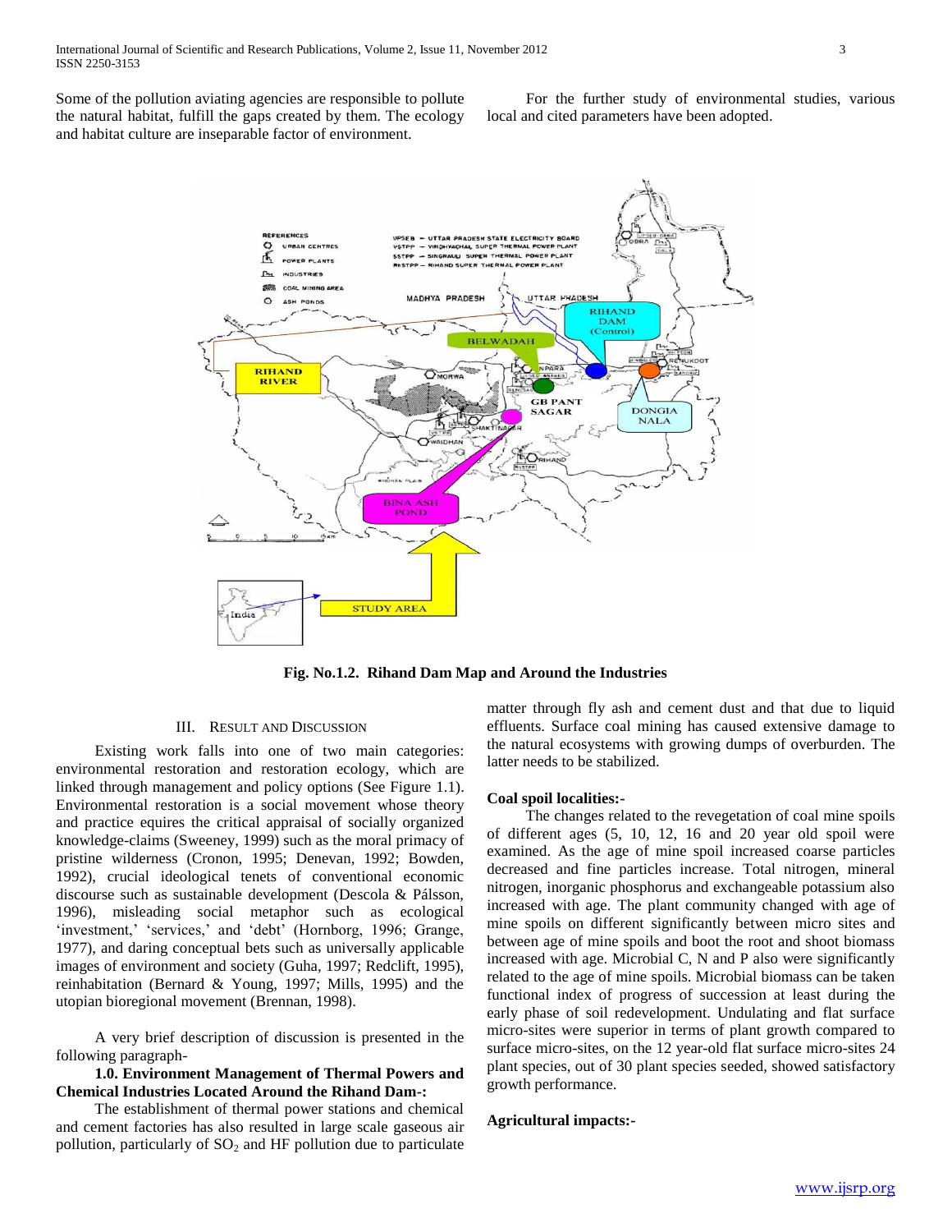Some of the pollution aviating agencies are responsible to pollute the natural habitat, fulfill the gaps created by them. The ecology and habitat culture are inseparable factor of environment.

For the further study of environmental studies, various local and cited parameters have been adopted.

**Fig. No.1.2. Rihand Dam Map and Around the Industries**

## III. Result and Discussion

Existing work falls into one of two main categories: environmental restoration and restoration ecology, which are linked through management and policy options (See Figure 1.1). Environmental restoration is a social movement whose theory and practice equires the critical appraisal of socially organized knowledge-claims (Sweeney, 1999) such as the moral primacy of pristine wilderness (Cronon, 1995; Denevan, 1992; Bowden, 1992), crucial ideological tenets of conventional economic discourse such as sustainable development (Descola & Pálsson, 1996), misleading social metaphor such as ecological 'investment,' 'services,' and 'debt' (Hornborg, 1996; Grange, 1977), and daring conceptual bets such as universally applicable images of environment and society (Guha, 1997; Redclift, 1995), reinhabitation (Bernard & Young, 1997; Mills, 1995) and the utopian bioregional movement (Brennan, 1998).

A very brief description of discussion is presented in the following paragraph-

**1.0. Environment Management of Thermal Powers and Chemical Industries Located Around the Rihand Dam-:**

The establishment of thermal power stations and chemical and cement factories has also resulted in large scale gaseous air pollution, particularly of $SO_2$ and HF pollution due to particulate matter through fly ash and cement dust and that due to liquid effluents. Surface coal mining has caused extensive damage to the natural ecosystems with growing dumps of overburden. The latter needs to be stabilized.

**Coal spoil localities:-**

The changes related to the revegetation of coal mine spoils of different ages (5, 10, 12, 16 and 20 year old spoil were examined. As the age of mine spoil increased coarse particles decreased and fine particles increase. Total nitrogen, mineral nitrogen, inorganic phosphorus and exchangeable potassium also increased with age. The plant community changed with age of mine spoils on different significantly between micro sites and between age of mine spoils and boot the root and shoot biomass increased with age. Microbial C, N and P also were significantly related to the age of mine spoils. Microbial biomass can be taken functional index of progress of succession at least during the early phase of soil redevelopment. Undulating and flat surface micro-sites were superior in terms of plant growth compared to surface micro-sites, on the 12 year-old flat surface micro-sites 24 plant species, out of 30 plant species seeded, showed satisfactory growth performance.

**Agricultural impacts:-**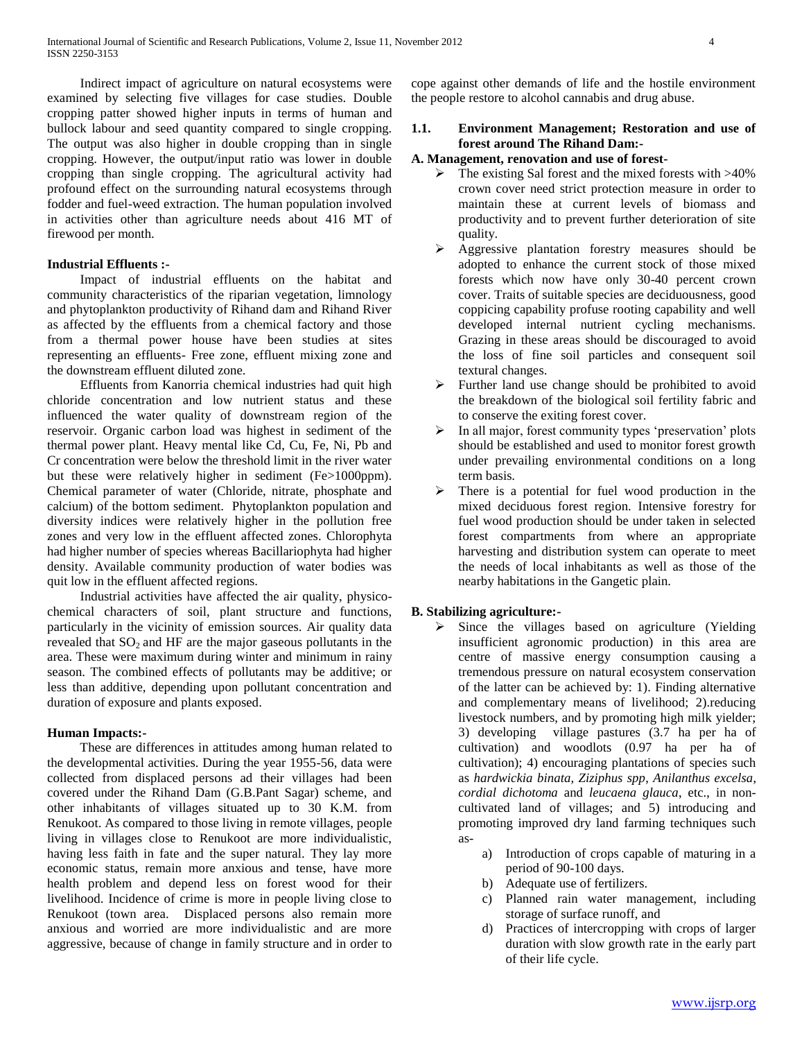Indirect impact of agriculture on natural ecosystems were examined by selecting five villages for case studies. Double cropping patter showed higher inputs in terms of human and bullock labour and seed quantity compared to single cropping. The output was also higher in double cropping than in single cropping. However, the output/input ratio was lower in double cropping than single cropping. The agricultural activity had profound effect on the surrounding natural ecosystems through fodder and fuel-weed extraction. The human population involved in activities other than agriculture needs about 416 MT of firewood per month.

**Industrial Effluents :-**

Impact of industrial effluents on the habitat and community characteristics of the riparian vegetation, limnology and phytoplankton productivity of Rihand dam and Rihand River as affected by the effluents from a chemical factory and those from a thermal power house have been studies at sites representing an effluents- Free zone, effluent mixing zone and the downstream effluent diluted zone.

Effluents from Kanorria chemical industries had quit high chloride concentration and low nutrient status and these influenced the water quality of downstream region of the reservoir. Organic carbon load was highest in sediment of the thermal power plant. Heavy mental like Cd, Cu, Fe, Ni, Pb and Cr concentration were below the threshold limit in the river water but these were relatively higher in sediment (Fe>1000ppm). Chemical parameter of water (Chloride, nitrate, phosphate and calcium) of the bottom sediment. Phytoplankton population and diversity indices were relatively higher in the pollution free zones and very low in the effluent affected zones. Chlorophyta had higher number of species whereas Bacillariophyta had higher density. Available community production of water bodies was quit low in the effluent affected regions.

Industrial activities have affected the air quality, physico-chemical characters of soil, plant structure and functions, particularly in the vicinity of emission sources. Air quality data revealed that $SO_2$ and HF are the major gaseous pollutants in the area. These were maximum during winter and minimum in rainy season. The combined effects of pollutants may be additive; or less than additive, depending upon pollutant concentration and duration of exposure and plants exposed.

**Human Impacts:-**

These are differences in attitudes among human related to the developmental activities. During the year 1955-56, data were collected from displaced persons ad their villages had been covered under the Rihand Dam (G.B.Pant Sagar) scheme, and other inhabitants of villages situated up to 30 K.M. from Renukoot. As compared to those living in remote villages, people living in villages close to Renukoot are more individualistic, having less faith in fate and the super natural. They lay more economic status, remain more anxious and tense, have more health problem and depend less on forest wood for their livelihood. Incidence of crime is more in people living close to Renukoot (town area. Displaced persons also remain more anxious and worried are more individualistic and are more aggressive, because of change in family structure and in order to cope against other demands of life and the hostile environment the people restore to alcohol cannabis and drug abuse.

### 1.1. Environment Management; Restoration and use of forest around The Rihand Dam:-

**A. Management, renovation and use of forest-**

- The existing Sal forest and the mixed forests with >40% crown cover need strict protection measure in order to maintain these at current levels of biomass and productivity and to prevent further deterioration of site quality.
- Aggressive plantation forestry measures should be adopted to enhance the current stock of those mixed forests which now have only 30-40 percent crown cover. Traits of suitable species are deciduousness, good coppicing capability profuse rooting capability and well developed internal nutrient cycling mechanisms. Grazing in these areas should be discouraged to avoid the loss of fine soil particles and consequent soil textural changes.
- Further land use change should be prohibited to avoid the breakdown of the biological soil fertility fabric and to conserve the exiting forest cover.
- In all major, forest community types 'preservation' plots should be established and used to monitor forest growth under prevailing environmental conditions on a long term basis.
- There is a potential for fuel wood production in the mixed deciduous forest region. Intensive forestry for fuel wood production should be under taken in selected forest compartments from where an appropriate harvesting and distribution system can operate to meet the needs of local inhabitants as well as those of the nearby habitations in the Gangetic plain.

**B. Stabilizing agriculture:-**

- Since the villages based on agriculture (Yielding insufficient agronomic production) in this area are centre of massive energy consumption causing a tremendous pressure on natural ecosystem conservation of the latter can be achieved by: 1). Finding alternative and complementary means of livelihood; 2).reducing livestock numbers, and by promoting high milk yielder; 3) developing village pastures (3.7 ha per ha of cultivation) and woodlots (0.97 ha per ha of cultivation); 4) encouraging plantations of species such as *hardwickia binata, Ziziphus spp, Anilanthus excelsa, cordial dichotoma* and *leucaena glauca*, etc., in non-cultivated land of villages; and 5) introducing and promoting improved dry land farming techniques such as-
    a) Introduction of crops capable of maturing in a period of 90-100 days.
    b) Adequate use of fertilizers.
    c) Planned rain water management, including storage of surface runoff, and
    d) Practices of intercropping with crops of larger duration with slow growth rate in the early part of their life cycle.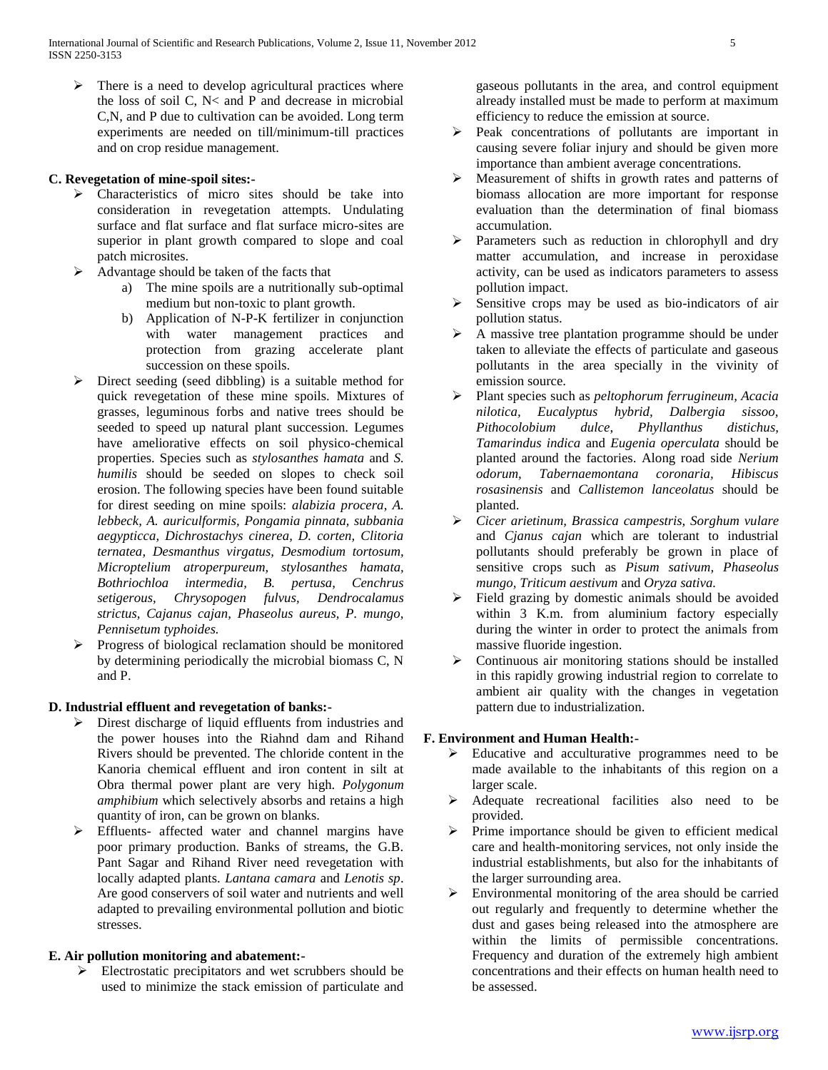- There is a need to develop agricultural practices where the loss of soil C, N< and P and decrease in microbial C,N, and P due to cultivation can be avoided. Long term experiments are needed on till/minimum-till practices and on crop residue management.

**C. Revegetation of mine-spoil sites:-**

- Characteristics of micro sites should be take into consideration in revegetation attempts. Undulating surface and flat surface and flat surface micro-sites are superior in plant growth compared to slope and coal patch microsites.
- Advantage should be taken of the facts that
  a) The mine spoils are a nutritionally sub-optimal medium but non-toxic to plant growth.
  b) Application of N-P-K fertilizer in conjunction with water management practices and protection from grazing accelerate plant succession on these spoils.
- Direct seeding (seed dibbling) is a suitable method for quick revegetation of these mine spoils. Mixtures of grasses, leguminous forbs and native trees should be seeded to speed up natural plant succession. Legumes have ameliorative effects on soil physico-chemical properties. Species such as *stylosanthes hamata* and *S. humilis* should be seeded on slopes to check soil erosion. The following species have been found suitable for direst seeding on mine spoils: *alabizia procera, A. lebbeck, A. auriculformis, Pongamia pinnata, subbania aegypticca, Dichrostachys cinerea, D. corten, Clitoria ternatea, Desmanthus virgatus, Desmodium tortosum, Microptelium atroperpureum, stylosanthes hamata, Bothriochloa intermedia, B. pertusa, Cenchrus setigerous, Chrysopogen fulvus, Dendrocalamus strictus, Cajanus cajan, Phaseolus aureus, P. mungo, Pennisetum typhoides.*
- Progress of biological reclamation should be monitored by determining periodically the microbial biomass C, N and P.

**D. Industrial effluent and revegetation of banks:-**

- Direst discharge of liquid effluents from industries and the power houses into the Riahnd dam and Rihand Rivers should be prevented. The chloride content in the Kanoria chemical effluent and iron content in silt at Obra thermal power plant are very high. *Polygonum amphibium* which selectively absorbs and retains a high quantity of iron, can be grown on blanks.
- Effluents- affected water and channel margins have poor primary production. Banks of streams, the G.B. Pant Sagar and Rihand River need revegetation with locally adapted plants. *Lantana camara* and *Lenotis sp*. Are good conservers of soil water and nutrients and well adapted to prevailing environmental pollution and biotic stresses.

**E. Air pollution monitoring and abatement:-**

- Electrostatic precipitators and wet scrubbers should be used to minimize the stack emission of particulate and gaseous pollutants in the area, and control equipment already installed must be made to perform at maximum efficiency to reduce the emission at source.
- Peak concentrations of pollutants are important in causing severe foliar injury and should be given more importance than ambient average concentrations.
- Measurement of shifts in growth rates and patterns of biomass allocation are more important for response evaluation than the determination of final biomass accumulation.
- Parameters such as reduction in chlorophyll and dry matter accumulation, and increase in peroxidase activity, can be used as indicators parameters to assess pollution impact.
- Sensitive crops may be used as bio-indicators of air pollution status.
- A massive tree plantation programme should be under taken to alleviate the effects of particulate and gaseous pollutants in the area specially in the vivinity of emission source.
- Plant species such as *peltophorum ferrugineum, Acacia nilotica, Eucalyptus hybrid, Dalbergia sissoo, Pithocolobium dulce, Phyllanthus distichus, Tamarindus indica* and *Eugenia operculata* should be planted around the factories. Along road side *Nerium odorum, Tabernaemontana coronaria, Hibiscus rosasinensis* and *Callistemon lanceolatus* should be planted.
- *Cicer arietinum, Brassica campestris, Sorghum vulare* and *Cjanus cajan* which are tolerant to industrial pollutants should preferably be grown in place of sensitive crops such as *Pisum sativum, Phaseolus mungo, Triticum aestivum* and *Oryza sativa.*
- Field grazing by domestic animals should be avoided within 3 K.m. from aluminium factory especially during the winter in order to protect the animals from massive fluoride ingestion.
- Continuous air monitoring stations should be installed in this rapidly growing industrial region to correlate to ambient air quality with the changes in vegetation pattern due to industrialization.

**F. Environment and Human Health:-**

- Educative and acculturative programmes need to be made available to the inhabitants of this region on a larger scale.
- Adequate recreational facilities also need to be provided.
- Prime importance should be given to efficient medical care and health-monitoring services, not only inside the industrial establishments, but also for the inhabitants of the larger surrounding area.
- Environmental monitoring of the area should be carried out regularly and frequently to determine whether the dust and gases being released into the atmosphere are within the limits of permissible concentrations. Frequency and duration of the extremely high ambient concentrations and their effects on human health need to be assessed.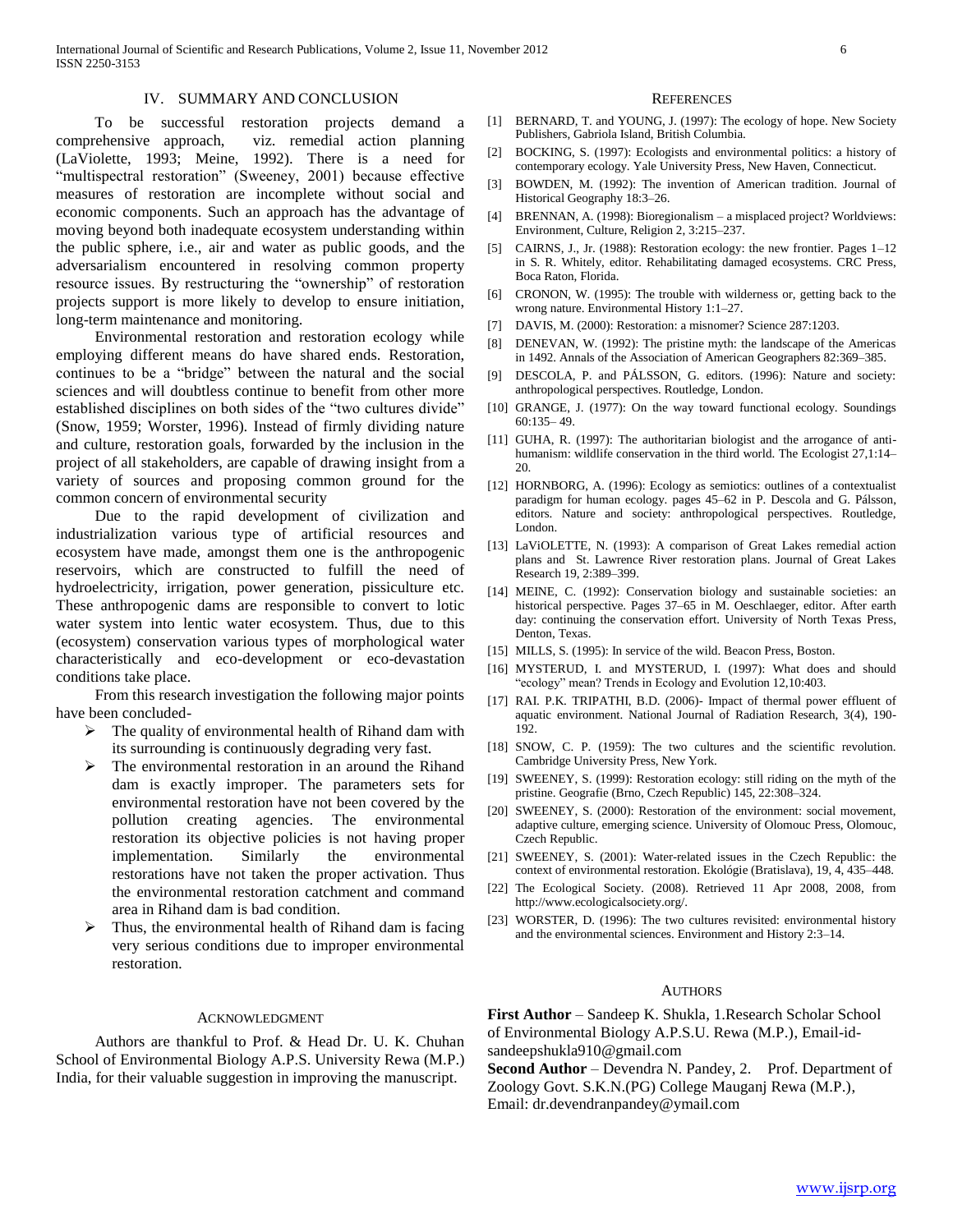## IV. SUMMARY AND CONCLUSION

To be successful restoration projects demand a comprehensive approach, viz. remedial action planning (LaViolette, 1993; Meine, 1992). There is a need for "multispectral restoration" (Sweeney, 2001) because effective measures of restoration are incomplete without social and economic components. Such an approach has the advantage of moving beyond both inadequate ecosystem understanding within the public sphere, i.e., air and water as public goods, and the adversarialism encountered in resolving common property resource issues. By restructuring the "ownership" of restoration projects support is more likely to develop to ensure initiation, long-term maintenance and monitoring.

Environmental restoration and restoration ecology while employing different means do have shared ends. Restoration, continues to be a "bridge" between the natural and the social sciences and will doubtless continue to benefit from other more established disciplines on both sides of the "two cultures divide" (Snow, 1959; Worster, 1996). Instead of firmly dividing nature and culture, restoration goals, forwarded by the inclusion in the project of all stakeholders, are capable of drawing insight from a variety of sources and proposing common ground for the common concern of environmental security

Due to the rapid development of civilization and industrialization various type of artificial resources and ecosystem have made, amongst them one is the anthropogenic reservoirs, which are constructed to fulfill the need of hydroelectricity, irrigation, power generation, pissiculture etc. These anthropogenic dams are responsible to convert to lotic water system into lentic water ecosystem. Thus, due to this (ecosystem) conservation various types of morphological water characteristically and eco-development or eco-devastation conditions take place.

From this research investigation the following major points have been concluded-

- The quality of environmental health of Rihand dam with its surrounding is continuously degrading very fast.
- The environmental restoration in an around the Rihand dam is exactly improper. The parameters sets for environmental restoration have not been covered by the pollution creating agencies. The environmental restoration its objective policies is not having proper implementation. Similarly the environmental restorations have not taken the proper activation. Thus the environmental restoration catchment and command area in Rihand dam is bad condition.
- Thus, the environmental health of Rihand dam is facing very serious conditions due to improper environmental restoration.

## ACKNOWLEDGMENT

Authors are thankful to Prof. & Head Dr. U. K. Chuhan School of Environmental Biology A.P.S. University Rewa (M.P.) India, for their valuable suggestion in improving the manuscript.

## REFERENCES

[1] BERNARD, T. and YOUNG, J. (1997): The ecology of hope. New Society Publishers, Gabriola Island, British Columbia.

[2] BOCKING, S. (1997): Ecologists and environmental politics: a history of contemporary ecology. Yale University Press, New Haven, Connecticut.

[3] BOWDEN, M. (1992): The invention of American tradition. Journal of Historical Geography 18:3–26.

[4] BRENNAN, A. (1998): Bioregionalism – a misplaced project? Worldviews: Environment, Culture, Religion 2, 3:215–237.

[5] CAIRNS, J., Jr. (1988): Restoration ecology: the new frontier. Pages 1–12 in S. R. Whitely, editor. Rehabilitating damaged ecosystems. CRC Press, Boca Raton, Florida.

[6] CRONON, W. (1995): The trouble with wilderness or, getting back to the wrong nature. Environmental History 1:1–27.

[7] DAVIS, M. (2000): Restoration: a misnomer? Science 287:1203.

[8] DENEVAN, W. (1992): The pristine myth: the landscape of the Americas in 1492. Annals of the Association of American Geographers 82:369–385.

[9] DESCOLA, P. and PÁLSSON, G. editors. (1996): Nature and society: anthropological perspectives. Routledge, London.

[10] GRANGE, J. (1977): On the way toward functional ecology. Soundings 60:135– 49.

[11] GUHA, R. (1997): The authoritarian biologist and the arrogance of anti-humanism: wildlife conservation in the third world. The Ecologist 27,1:14–20.

[12] HORNBORG, A. (1996): Ecology as semiotics: outlines of a contextualist paradigm for human ecology. pages 45–62 in P. Descola and G. Pálsson, editors. Nature and society: anthropological perspectives. Routledge, London.

[13] LaViOLETTE, N. (1993): A comparison of Great Lakes remedial action plans and St. Lawrence River restoration plans. Journal of Great Lakes Research 19, 2:389–399.

[14] MEINE, C. (1992): Conservation biology and sustainable societies: an historical perspective. Pages 37–65 in M. Oeschlaeger, editor. After earth day: continuing the conservation effort. University of North Texas Press, Denton, Texas.

[15] MILLS, S. (1995): In service of the wild. Beacon Press, Boston.

[16] MYSTERUD, I. and MYSTERUD, I. (1997): What does and should "ecology" mean? Trends in Ecology and Evolution 12,10:403.

[17] RAI. P.K. TRIPATHI, B.D. (2006)- Impact of thermal power effluent of aquatic environment. National Journal of Radiation Research, 3(4), 190-192.

[18] SNOW, C. P. (1959): The two cultures and the scientific revolution. Cambridge University Press, New York.

[19] SWEENEY, S. (1999): Restoration ecology: still riding on the myth of the pristine. Geografie (Brno, Czech Republic) 145, 22:308–324.

[20] SWEENEY, S. (2000): Restoration of the environment: social movement, adaptive culture, emerging science. University of Olomouc Press, Olomouc, Czech Republic.

[21] SWEENEY, S. (2001): Water-related issues in the Czech Republic: the context of environmental restoration. Ekológie (Bratislava), 19, 4, 435–448.

[22] The Ecological Society. (2008). Retrieved 11 Apr 2008, 2008, from http://www.ecologicalsociety.org/.

[23] WORSTER, D. (1996): The two cultures revisited: environmental history and the environmental sciences. Environment and History 2:3–14.

## AUTHORS

**First Author** – Sandeep K. Shukla, 1.Research Scholar School of Environmental Biology A.P.S.U. Rewa (M.P.), Email-id-sandeepshukla910@gmail.com

**Second Author** – Devendra N. Pandey, 2. Prof. Department of Zoology Govt. S.K.N.(PG) College Mauganj Rewa (M.P.), Email: dr.devendranpandey@ymail.com